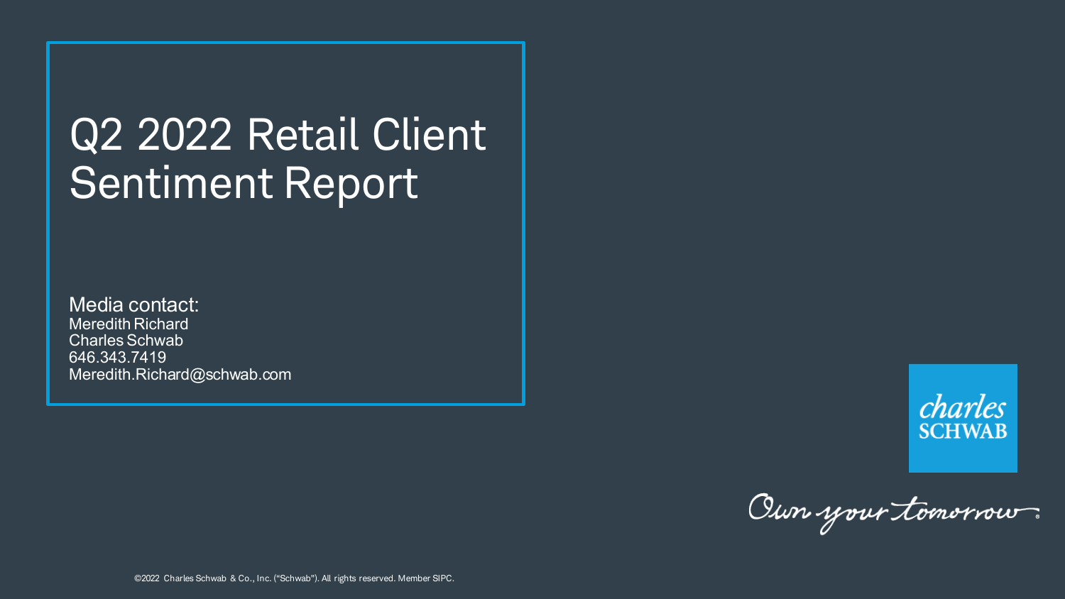# Q2 2022 Retail Client Sentiment Report

Media contact:
Meredith Richard
Charles Schwab
646.343.7419
Meredith.Richard@schwab.com

charles SCHWAB

Own your tomorrow®

©2022 Charles Schwab & Co., Inc. ("Schwab"). All rights reserved. Member SIPC.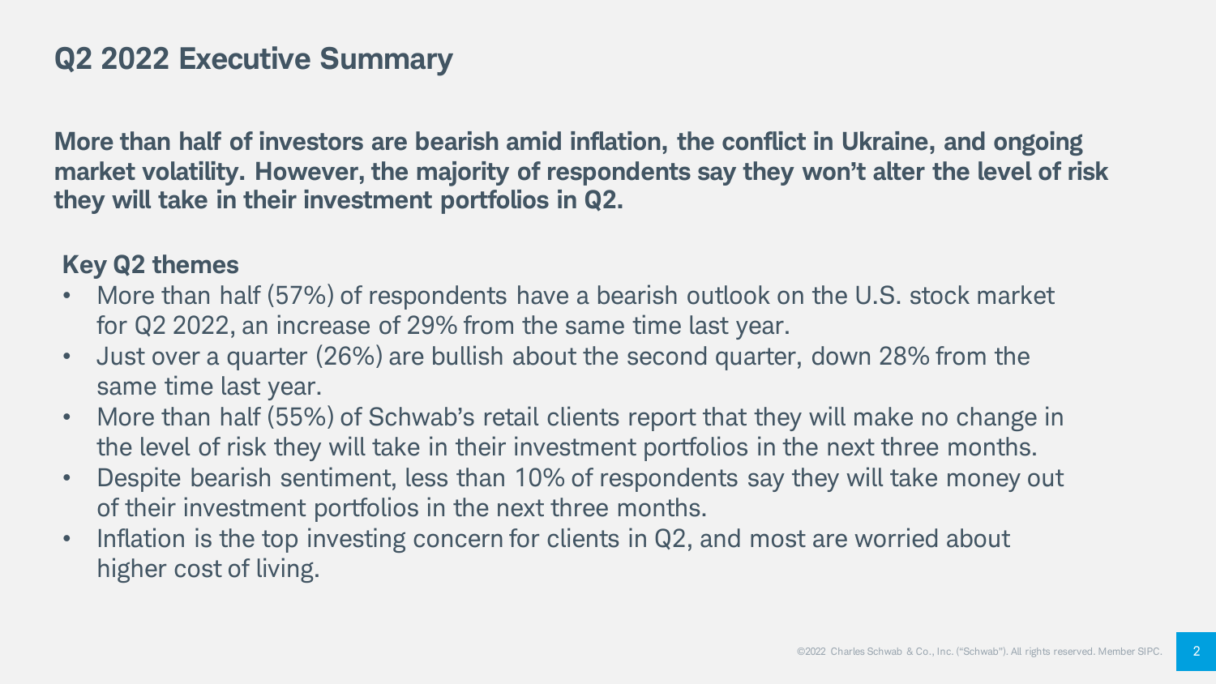# Q2 2022 Executive Summary

**More than half of investors are bearish amid inflation, the conflict in Ukraine, and ongoing market volatility. However, the majority of respondents say they won't alter the level of risk they will take in their investment portfolios in Q2.**

## Key Q2 themes

- More than half (57%) of respondents have a bearish outlook on the U.S. stock market for Q2 2022, an increase of 29% from the same time last year.
- Just over a quarter (26%) are bullish about the second quarter, down 28% from the same time last year.
- More than half (55%) of Schwab's retail clients report that they will make no change in the level of risk they will take in their investment portfolios in the next three months.
- Despite bearish sentiment, less than 10% of respondents say they will take money out of their investment portfolios in the next three months.
- Inflation is the top investing concern for clients in Q2, and most are worried about higher cost of living.

©2022 Charles Schwab & Co., Inc. ("Schwab"). All rights reserved. Member SIPC.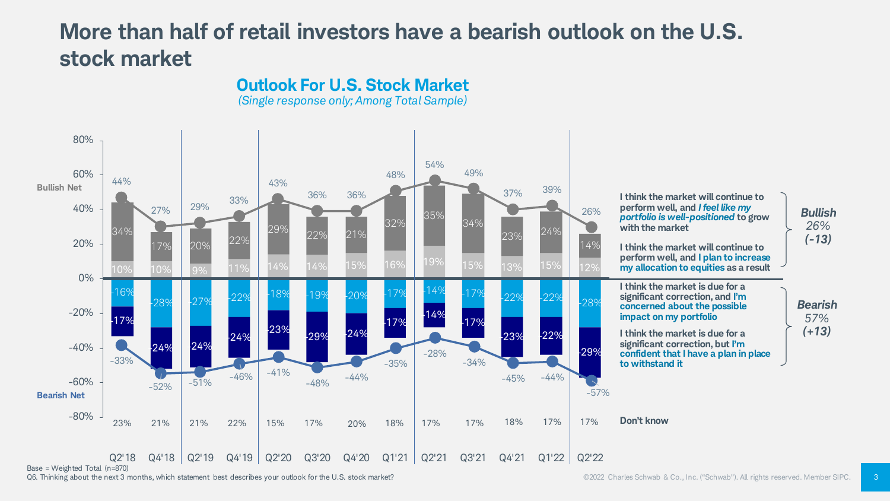# More than half of retail investors have a bearish outlook on the U.S. stock market

## Outlook For U.S. Stock Market

*(Single response only; Among Total Sample)*

| | Q2'18 | Q4'18 | Q2'19 | Q4'19 | Q2'20 | Q3'20 | Q4'20 | Q1'21 | Q2'21 | Q3'21 | Q4'21 | Q1'22 | Q2'22 |
|---|---|---|---|---|---|---|---|---|---|---|---|---|---|
| Bullish Net | 44% | 27% | 29% | 33% | 43% | 36% | 36% | 48% | 54% | 49% | 37% | 39% | 26% |
| I think the market will continue to perform well, and *I feel like my portfolio is well-positioned* to grow with the market | 34% | 17% | 20% | 22% | 29% | 22% | 21% | 32% | 35% | 34% | 23% | 24% | 14% |
| I think the market will continue to perform well, and I plan to increase my allocation to equities as a result | 10% | 10% | 9% | 11% | 14% | 14% | 15% | 16% | 19% | 15% | 13% | 15% | 12% |
| I think the market is due for a significant correction, and I'm concerned about the possible impact on my portfolio | -16% | -28% | -27% | -22% | -18% | -19% | -20% | -17% | -14% | -17% | -22% | -22% | -28% |
| I think the market is due for a significant correction, but I'm confident that I have a plan in place to withstand it | -17% | -24% | -24% | -24% | -23% | -29% | -24% | -17% | -14% | -17% | -23% | -22% | -29% |
| Bearish Net | -33% | -52% | -51% | -46% | -41% | -48% | -44% | -35% | -28% | -34% | -45% | -44% | -57% |
| Don't know | 23% | 21% | 21% | 22% | 15% | 17% | 20% | 18% | 17% | 17% | 18% | 17% | 17% |

***Bullish*** *26% (-13)*

***Bearish*** *57% (+13)*

Base = Weighted Total (n=870)

Q6. Thinking about the next 3 months, which statement best describes your outlook for the U.S. stock market?

©2022 Charles Schwab & Co., Inc. ("Schwab"). All rights reserved. Member SIPC.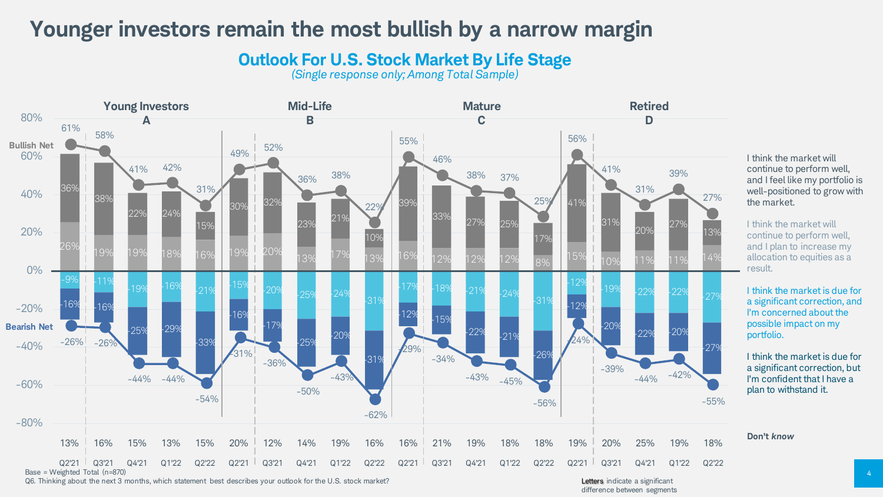# Younger investors remain the most bullish by a narrow margin

## Outlook For U.S. Stock Market By Life Stage

*(Single response only; Among Total Sample)*

| Segment | Quarter | Bullish Net | I think the market will continue to perform well, and I feel like my portfolio is well-positioned to grow with the market. | I think the market will continue to perform well, and I plan to increase my allocation to equities as a result. | I think the market is due for a significant correction, and I'm concerned about the possible impact on my portfolio. | I think the market is due for a significant correction, but I'm confident that I have a plan to withstand it. | Bearish Net | Don't know |
|---|---|---|---|---|---|---|---|---|
| Young Investors (A) | Q2'21 | 61% | 36% | 26% | -9% | -16% | -26% | 13% |
| | Q3'21 | 58% | 38% | 19% | -11% | -16% | -26% | 16% |
| | Q4'21 | 41% | 22% | 19% | -19% | -25% | -44% | 15% |
| | Q1'22 | 42% | 24% | 18% | -16% | -29% | -44% | 13% |
| | Q2'22 | 31% | 15% | 16% | -21% | -33% | -54% | 15% |
| Mid-Life (B) | Q2'21 | 49% | 30% | 19% | -15% | -16% | -31% | 20% |
| | Q3'21 | 52% | 32% | 20% | -20% | -17% | -36% | 12% |
| | Q4'21 | 36% | 23% | 13% | -25% | -25% | -50% | 14% |
| | Q1'22 | 38% | 21% | 17% | -24% | -20% | -43% | 19% |
| | Q2'22 | 22% | 10% | 13% | -31% | -31% | -62% | 16% |
| Mature (C) | Q2'21 | 55% | 39% | 16% | -17% | -12% | -29% | 16% |
| | Q3'21 | 46% | 33% | 12% | -18% | -15% | -34% | 21% |
| | Q4'21 | 38% | 27% | 12% | -21% | -22% | -43% | 19% |
| | Q1'22 | 37% | 25% | 12% | -24% | -21% | -45% | 18% |
| | Q2'22 | 25% | 17% | 8% | -31% | -26% | -56% | 18% |
| Retired (D) | Q2'21 | 56% | 41% | 15% | -12% | -12% | -24% | 19% |
| | Q3'21 | 41% | 31% | 10% | -19% | -20% | -39% | 20% |
| | Q4'21 | 31% | 20% | 11% | -22% | -22% | -44% | 25% |
| | Q1'22 | 39% | 27% | 11% | -22% | -20% | -42% | 19% |
| | Q2'22 | 27% | 13% | 14% | -27% | -27% | -55% | 18% |

Base = Weighted Total (n=870)

Q6. Thinking about the next 3 months, which statement best describes your outlook for the U.S. stock market?

Letters indicate a significant difference between segments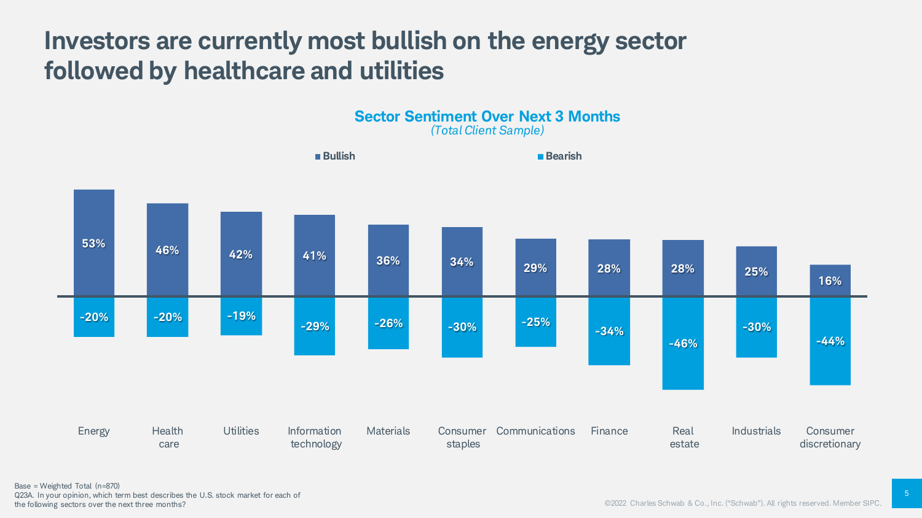# Investors are currently most bullish on the energy sector followed by healthcare and utilities

## Sector Sentiment Over Next 3 Months

*(Total Client Sample)*

| Sector | Bullish | Bearish |
|---|---|---|
| Energy | 53% | -20% |
| Health care | 46% | -20% |
| Utilities | 42% | -19% |
| Information technology | 41% | -29% |
| Materials | 36% | -26% |
| Consumer staples | 34% | -30% |
| Communications | 29% | -25% |
| Finance | 28% | -34% |
| Real estate | 28% | -46% |
| Industrials | 25% | -30% |
| Consumer discretionary | 16% | -44% |

Base = Weighted Total (n=870)
Q23A. In your opinion, which term best describes the U.S. stock market for each of the following sectors over the next three months?

©2022 Charles Schwab & Co., Inc. ("Schwab"). All rights reserved. Member SIPC.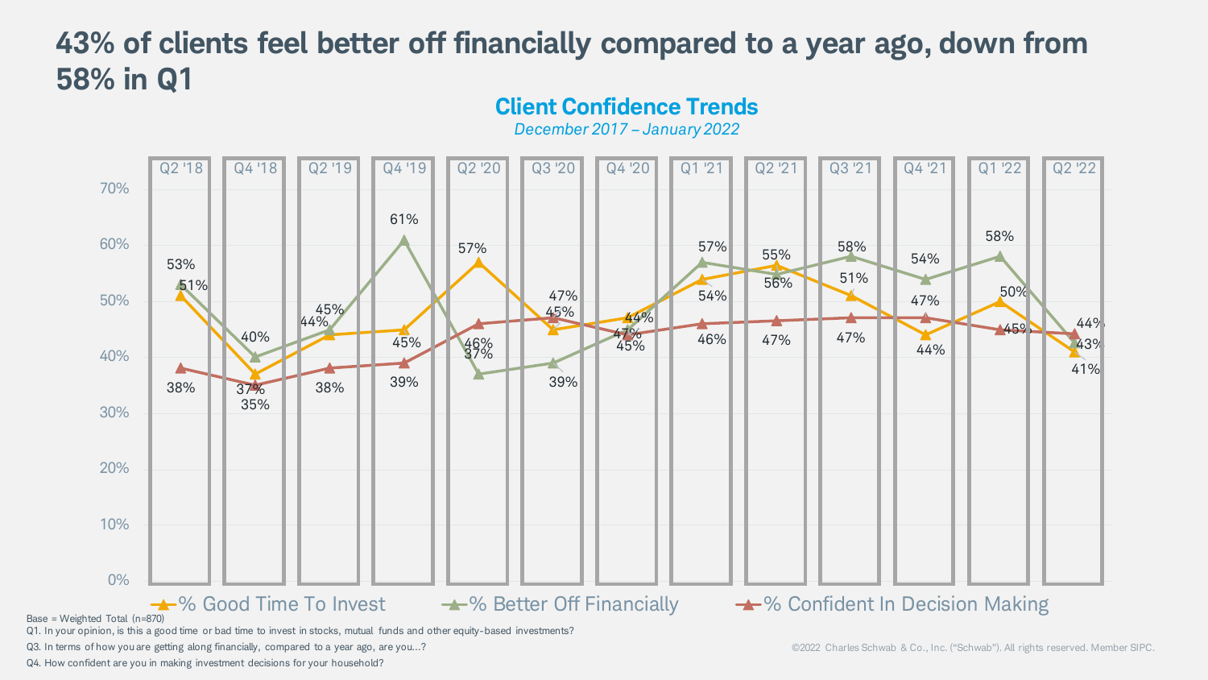# 43% of clients feel better off financially compared to a year ago, down from 58% in Q1

## Client Confidence Trends

*December 2017 – January 2022*

| | Q2 '18 | Q4 '18 | Q2 '19 | Q4 '19 | Q2 '20 | Q3 '20 | Q4 '20 | Q1 '21 | Q2 '21 | Q3 '21 | Q4 '21 | Q1 '22 | Q2 '22 |
|---|---|---|---|---|---|---|---|---|---|---|---|---|---|
| % Good Time To Invest | 51% | 37% | 44% | 45% | 57% | 45% | 47% | 54% | 56% | 51% | 44% | 50% | 41% |
| % Better Off Financially | 53% | 40% | 45% | 61% | 37% | 39% | 45% | 57% | 55% | 58% | 54% | 58% | 43% |
| % Confident In Decision Making | 38% | 35% | 38% | 39% | 46% | 47% | 44% | 46% | 47% | 47% | 47% | 45% | 44% |

Base = Weighted Total (n=870)

Q1. In your opinion, is this a good time or bad time to invest in stocks, mutual funds and other equity-based investments?

Q3. In terms of how you are getting along financially, compared to a year ago, are you…?

Q4. How confident are you in making investment decisions for your household?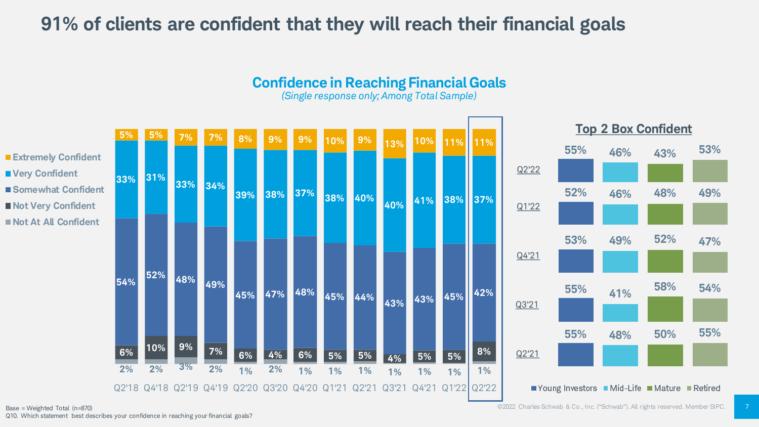# 91% of clients are confident that they will reach their financial goals

## Confidence in Reaching Financial Goals

*(Single response only; Among Total Sample)*

| | Q2'18 | Q4'18 | Q2'19 | Q4'19 | Q2'20 | Q3'20 | Q4'20 | Q1'21 | Q2'21 | Q3'21 | Q4'21 | Q1'22 | Q2'22 |
|---|---|---|---|---|---|---|---|---|---|---|---|---|---|
| Extremely Confident | 5% | 5% | 7% | 7% | 8% | 9% | 9% | 10% | 9% | 13% | 10% | 11% | 11% |
| Very Confident | 33% | 31% | 33% | 34% | 39% | 38% | 37% | 38% | 40% | 40% | 41% | 38% | 37% |
| Somewhat Confident | 54% | 52% | 48% | 49% | 45% | 47% | 48% | 45% | 44% | 43% | 43% | 45% | 42% |
| Not Very Confident | 6% | 10% | 9% | 7% | 6% | 4% | 6% | 5% | 5% | 4% | 5% | 5% | 8% |
| Not At All Confident | 2% | 2% | 3% | 2% | 1% | 2% | 1% | 1% | 1% | 1% | 1% | 1% | 1% |

### Top 2 Box Confident

| | Young Investors | Mid-Life | Mature | Retired |
|---|---|---|---|---|
| Q2'22 | 55% | 46% | 43% | 53% |
| Q1'22 | 52% | 46% | 48% | 49% |
| Q4'21 | 53% | 49% | 52% | 47% |
| Q3'21 | 55% | 41% | 58% | 54% |
| Q2'21 | 55% | 48% | 50% | 55% |

Base = Weighted Total (n=870)
Q10. Which statement best describes your confidence in reaching your financial goals?

©2022 Charles Schwab & Co., Inc. ("Schwab"). All rights reserved. Member SIPC.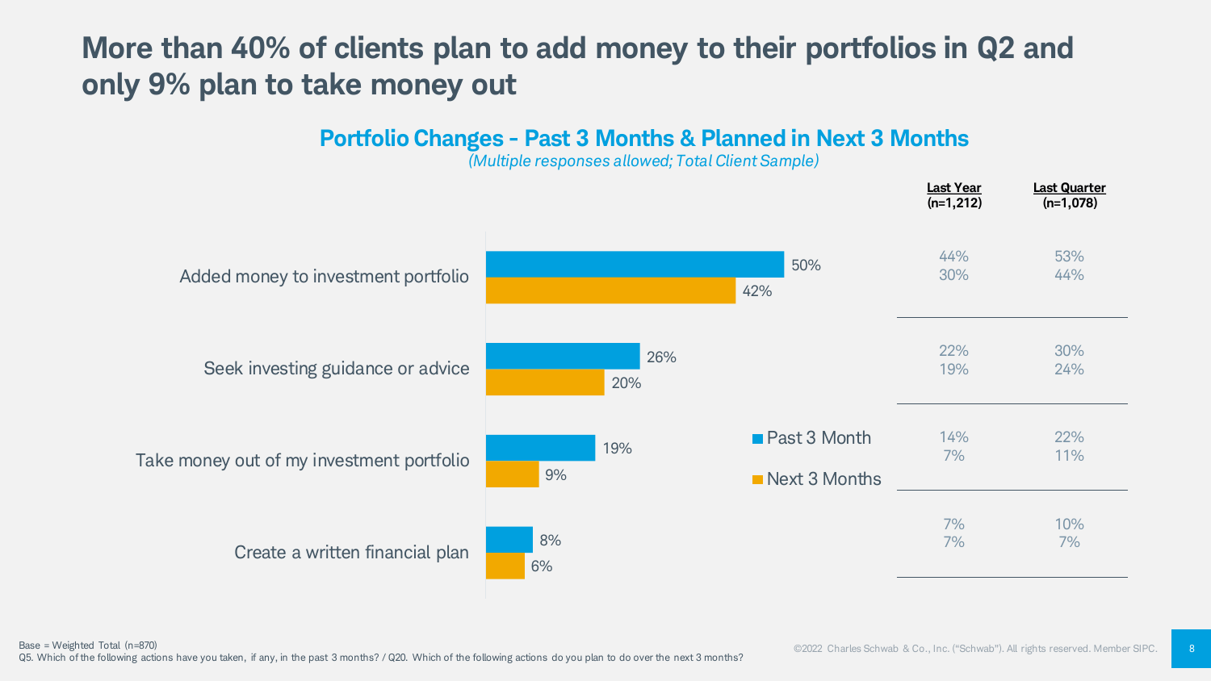# More than 40% of clients plan to add money to their portfolios in Q2 and only 9% plan to take money out

## Portfolio Changes - Past 3 Months & Planned in Next 3 Months

*(Multiple responses allowed; Total Client Sample)*

| | Past 3 Month | Next 3 Months | Last Year (n=1,212) Past 3 Month | Last Year (n=1,212) Next 3 Months | Last Quarter (n=1,078) Past 3 Month | Last Quarter (n=1,078) Next 3 Months |
|---|---|---|---|---|---|---|
| Added money to investment portfolio | 50% | 42% | 44% | 30% | 53% | 44% |
| Seek investing guidance or advice | 26% | 20% | 22% | 19% | 30% | 24% |
| Take money out of my investment portfolio | 19% | 9% | 14% | 7% | 22% | 11% |
| Create a written financial plan | 8% | 6% | 7% | 7% | 10% | 7% |

Base = Weighted Total (n=870)
Q5. Which of the following actions have you taken, if any, in the past 3 months? / Q20. Which of the following actions do you plan to do over the next 3 months?

©2022 Charles Schwab & Co., Inc. ("Schwab"). All rights reserved. Member SIPC.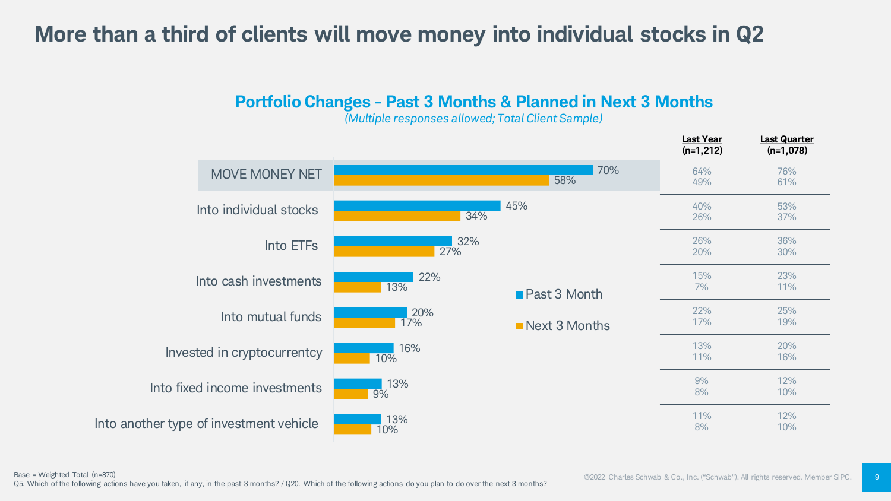# More than a third of clients will move money into individual stocks in Q2

## Portfolio Changes - Past 3 Months & Planned in Next 3 Months

*(Multiple responses allowed; Total Client Sample)*

| | Past 3 Month | Next 3 Months | Last Year (n=1,212) Past 3 Month | Last Year (n=1,212) Next 3 Months | Last Quarter (n=1,078) Past 3 Month | Last Quarter (n=1,078) Next 3 Months |
|---|---|---|---|---|---|---|
| MOVE MONEY NET | 70% | 58% | 64% | 49% | 76% | 61% |
| Into individual stocks | 45% | 34% | 40% | 26% | 53% | 37% |
| Into ETFs | 32% | 27% | 26% | 20% | 36% | 30% |
| Into cash investments | 22% | 13% | 15% | 7% | 23% | 11% |
| Into mutual funds | 20% | 17% | 22% | 17% | 25% | 19% |
| Invested in cryptocurrentcy | 16% | 10% | 13% | 11% | 20% | 16% |
| Into fixed income investments | 13% | 9% | 9% | 8% | 12% | 10% |
| Into another type of investment vehicle | 13% | 10% | 11% | 8% | 12% | 10% |

Base = Weighted Total (n=870)
Q5. Which of the following actions have you taken, if any, in the past 3 months? / Q20. Which of the following actions do you plan to do over the next 3 months?

©2022 Charles Schwab & Co., Inc. ("Schwab"). All rights reserved. Member SIPC.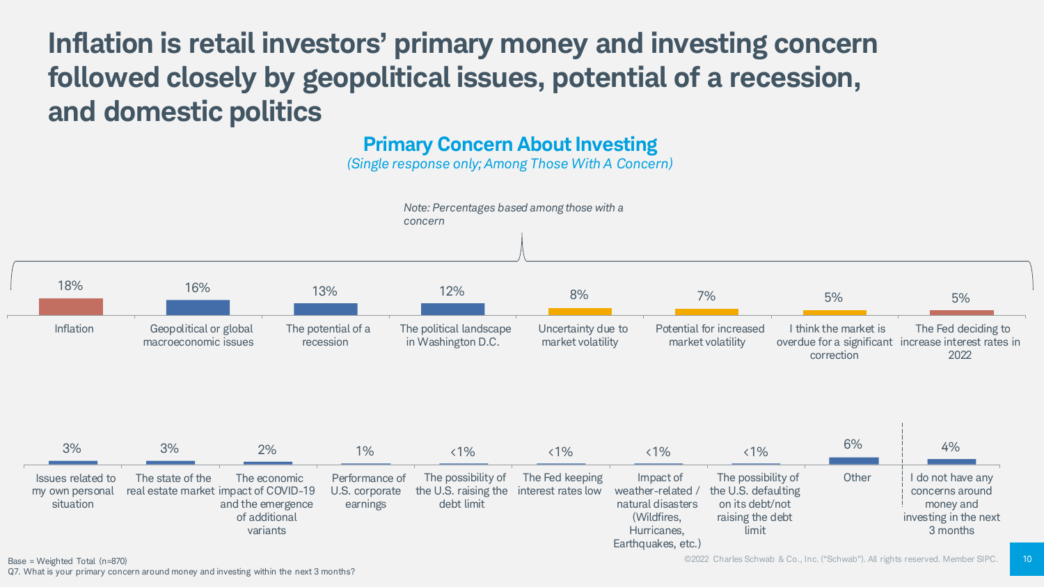# Inflation is retail investors' primary money and investing concern followed closely by geopolitical issues, potential of a recession, and domestic politics

## Primary Concern About Investing

*(Single response only; Among Those With A Concern)*

*Note: Percentages based among those with a concern*

| Concern | % |
|---|---|
| Inflation | 18% |
| Geopolitical or global macroeconomic issues | 16% |
| The potential of a recession | 13% |
| The political landscape in Washington D.C. | 12% |
| Uncertainty due to market volatility | 8% |
| Potential for increased market volatility | 7% |
| I think the market is overdue for a significant correction | 5% |
| The Fed deciding to increase interest rates in 2022 | 5% |
| Issues related to my own personal situation | 3% |
| The state of the real estate market | 3% |
| The economic impact of COVID-19 and the emergence of additional variants | 2% |
| Performance of U.S. corporate earnings | 1% |
| The possibility of the U.S. raising the debt limit | <1% |
| The Fed keeping interest rates low | <1% |
| Impact of weather-related / natural disasters (Wildfires, Hurricanes, Earthquakes, etc.) | <1% |
| The possibility of the U.S. defaulting on its debt/not raising the debt limit | <1% |
| Other | 6% |
| I do not have any concerns around money and investing in the next 3 months | 4% |

Base = Weighted Total (n=870)

Q7. What is your primary concern around money and investing within the next 3 months?

©2022 Charles Schwab & Co., Inc. ("Schwab"). All rights reserved. Member SIPC.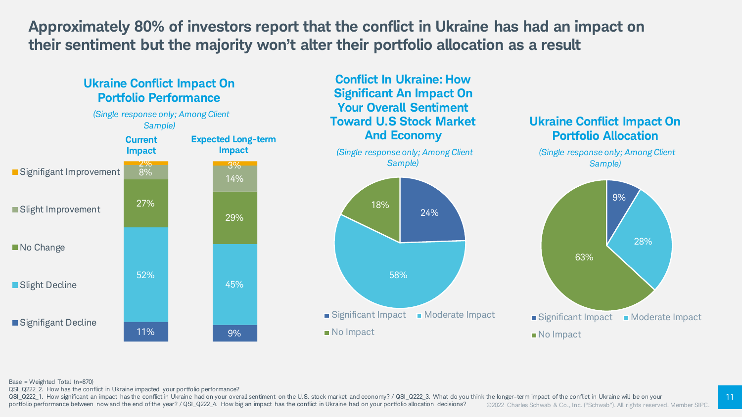# Approximately 80% of investors report that the conflict in Ukraine has had an impact on their sentiment but the majority won't alter their portfolio allocation as a result

## Ukraine Conflict Impact On Portfolio Performance

*(Single response only; Among Client Sample)*

| | Current Impact | Expected Long-term Impact |
|---|---|---|
| Signifigant Improvement | 2% | 3% |
| Slight Improvement | 8% | 14% |
| No Change | 27% | 29% |
| Slight Decline | 52% | 45% |
| Signifigant Decline | 11% | 9% |

## Conflict In Ukraine: How Significant An Impact On Your Overall Sentiment Toward U.S Stock Market And Economy

*(Single response only; Among Client Sample)*

| Response | % |
|---|---|
| Significant Impact | 24% |
| Moderate Impact | 58% |
| No Impact | 18% |

## Ukraine Conflict Impact On Portfolio Allocation

*(Single response only; Among Client Sample)*

| Response | % |
|---|---|
| Significant Impact | 9% |
| Moderate Impact | 28% |
| No Impact | 63% |

Base = Weighted Total (n=870)
QSI_Q222_2. How has the conflict in Ukraine impacted your portfolio performance?
QSI_Q222_1. How significant an impact has the conflict in Ukraine had on your overall sentiment on the U.S. stock market and economy? / QSI_Q222_3. What do you think the longer-term impact of the conflict in Ukraine will be on your portfolio performance between now and the end of the year? / QSI_Q222_4. How big an impact has the conflict in Ukraine had on your portfolio allocation decisions?

©2022 Charles Schwab & Co., Inc. ("Schwab"). All rights reserved. Member SIPC.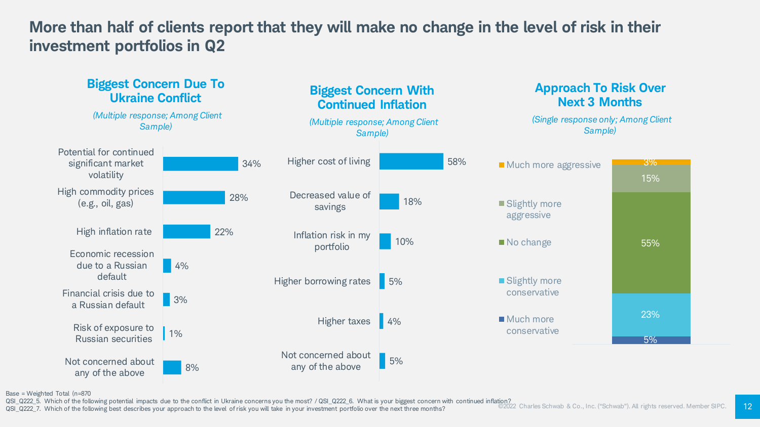# More than half of clients report that they will make no change in the level of risk in their investment portfolios in Q2

### Biggest Concern Due To Ukraine Conflict

*(Multiple response; Among Client Sample)*

| Concern | % |
|---|---|
| Potential for continued significant market volatility | 34% |
| High commodity prices (e.g., oil, gas) | 28% |
| High inflation rate | 22% |
| Economic recession due to a Russian default | 4% |
| Financial crisis due to a Russian default | 3% |
| Risk of exposure to Russian securities | 1% |
| Not concerned about any of the above | 8% |

### Biggest Concern With Continued Inflation

*(Multiple response; Among Client Sample)*

| Concern | % |
|---|---|
| Higher cost of living | 58% |
| Decreased value of savings | 18% |
| Inflation risk in my portfolio | 10% |
| Higher borrowing rates | 5% |
| Higher taxes | 4% |
| Not concerned about any of the above | 5% |

### Approach To Risk Over Next 3 Months

*(Single response only; Among Client Sample)*

| Approach | % |
|---|---|
| Much more aggressive | 3% |
| Slightly more aggressive | 15% |
| No change | 55% |
| Slightly more conservative | 23% |
| Much more conservative | 5% |

Base = Weighted Total (n=870
QSI_Q222_5. Which of the following potential impacts due to the conflict in Ukraine concerns you the most? / QSI_Q222_6. What is your biggest concern with continued inflation?
QSI_Q222_7. Which of the following best describes your approach to the level of risk you will take in your investment portfolio over the next three months?

©2022 Charles Schwab & Co., Inc. ("Schwab"). All rights reserved. Member SIPC.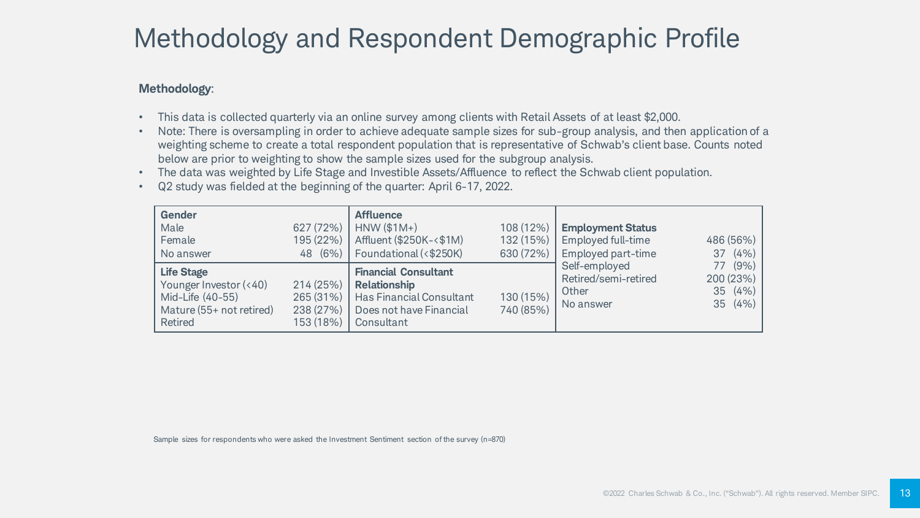# Methodology and Respondent Demographic Profile

**Methodology**:

- This data is collected quarterly via an online survey among clients with Retail Assets of at least $2,000.
- Note: There is oversampling in order to achieve adequate sample sizes for sub-group analysis, and then application of a weighting scheme to create a total respondent population that is representative of Schwab's client base. Counts noted below are prior to weighting to show the sample sizes used for the subgroup analysis.
- The data was weighted by Life Stage and Investible Assets/Affluence to reflect the Schwab client population.
- Q2 study was fielded at the beginning of the quarter: April 6-17, 2022.

| **Gender** | |
|---|---|
| Male | 627 (72%) |
| Female | 195 (22%) |
| No answer | 48 (6%) |
| **Life Stage** | |
| Younger Investor (<40) | 214 (25%) |
| Mid-Life (40-55) | 265 (31%) |
| Mature (55+ not retired) | 238 (27%) |
| Retired | 153 (18%) |

| **Affluence** | |
|---|---|
| HNW ($1M+) | 108 (12%) |
| Affluent ($250K-<$1M) | 132 (15%) |
| Foundational (<$250K) | 630 (72%) |
| **Financial Consultant Relationship** | |
| Has Financial Consultant | 130 (15%) |
| Does not have Financial Consultant | 740 (85%) |

| **Employment Status** | |
|---|---|
| Employed full-time | 486 (56%) |
| Employed part-time | 37 (4%) |
| Self-employed | 77 (9%) |
| Retired/semi-retired | 200 (23%) |
| Other | 35 (4%) |
| No answer | 35 (4%) |

Sample sizes for respondents who were asked the Investment Sentiment section of the survey (n=870)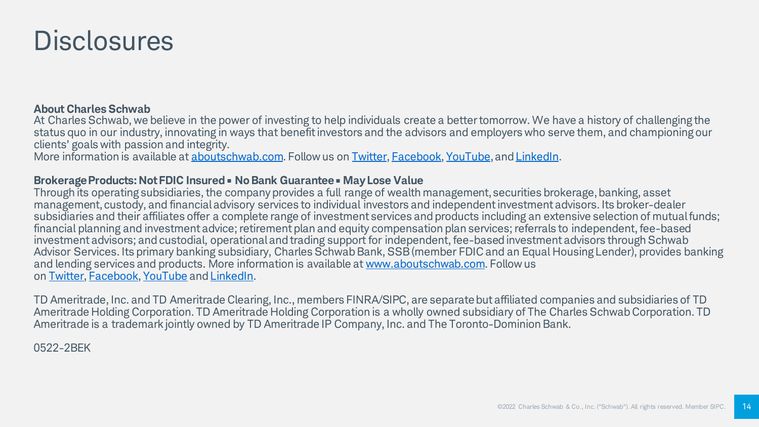# Disclosures

**About Charles Schwab**
At Charles Schwab, we believe in the power of investing to help individuals create a better tomorrow. We have a history of challenging the status quo in our industry, innovating in ways that benefit investors and the advisors and employers who serve them, and championing our clients' goals with passion and integrity.
More information is available at aboutschwab.com. Follow us on Twitter, Facebook, YouTube, and LinkedIn.

**Brokerage Products: Not FDIC Insured ▪ No Bank Guarantee ▪ May Lose Value**
Through its operating subsidiaries, the company provides a full range of wealth management, securities brokerage, banking, asset management, custody, and financial advisory services to individual investors and independent investment advisors. Its broker-dealer subsidiaries and their affiliates offer a complete range of investment services and products including an extensive selection of mutual funds; financial planning and investment advice; retirement plan and equity compensation plan services; referrals to independent, fee-based investment advisors; and custodial, operational and trading support for independent, fee-based investment advisors through Schwab Advisor Services. Its primary banking subsidiary, Charles Schwab Bank, SSB (member FDIC and an Equal Housing Lender), provides banking and lending services and products. More information is available at www.aboutschwab.com. Follow us on Twitter, Facebook, YouTube and LinkedIn.

TD Ameritrade, Inc. and TD Ameritrade Clearing, Inc., members FINRA/SIPC, are separate but affiliated companies and subsidiaries of TD Ameritrade Holding Corporation. TD Ameritrade Holding Corporation is a wholly owned subsidiary of The Charles Schwab Corporation. TD Ameritrade is a trademark jointly owned by TD Ameritrade IP Company, Inc. and The Toronto-Dominion Bank.

0522-2BEK

©2022 Charles Schwab & Co., Inc. ("Schwab"). All rights reserved. Member SIPC.